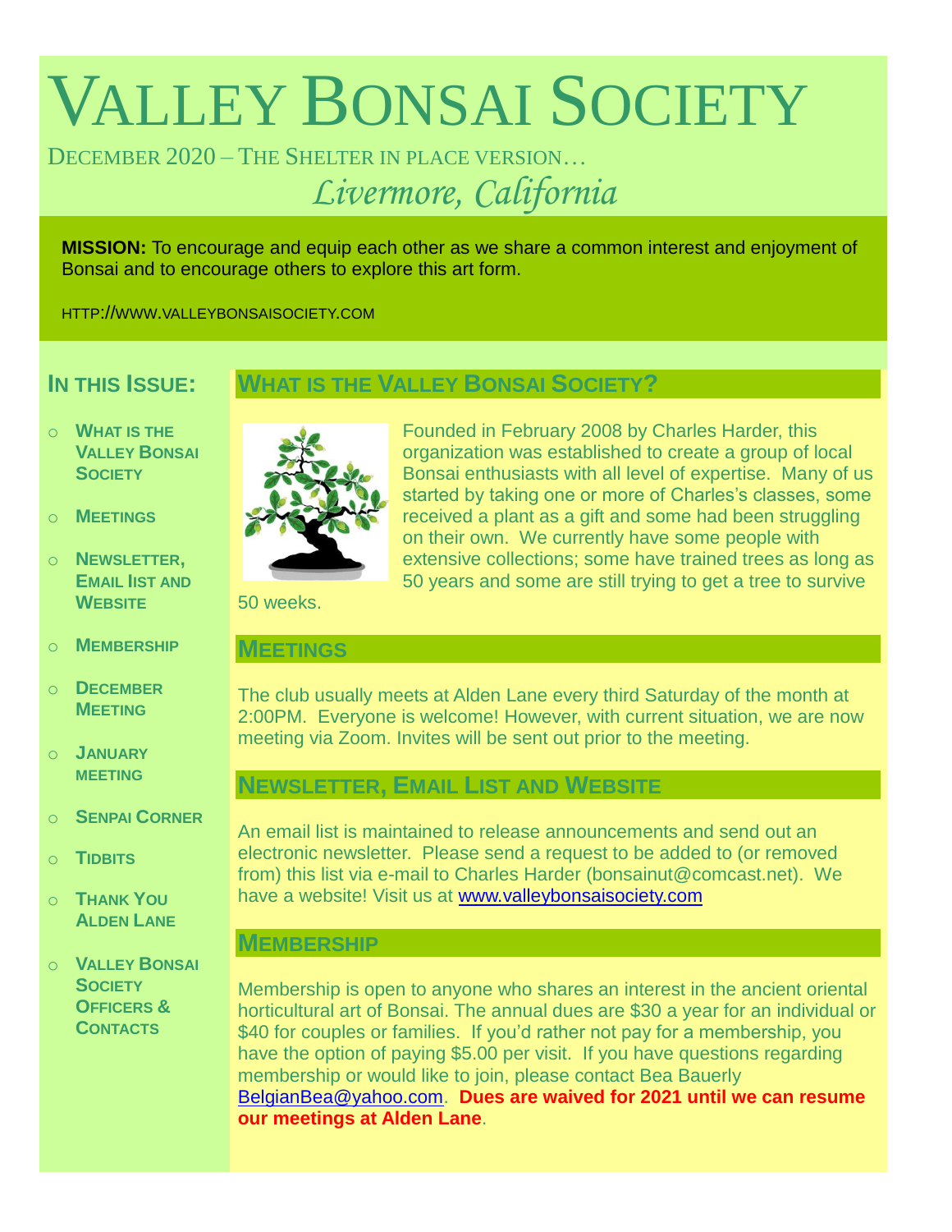# Valley Bonsai Society

December 2020 – The Shelter in place version…

*Livermore, California*

**MISSION:** To encourage and equip each other as we share a common interest and enjoyment of Bonsai and to encourage others to explore this art form.

HTTP://WWW.VALLEYBONSAISOCIETY.COM

## In this Issue:

- What is the Valley Bonsai Society
- Meetings
- Newsletter, Email list and Website
- Membership
- December Meeting
- January meeting
- Senpai Corner
- Tidbits
- Thank You Alden Lane
- Valley Bonsai Society Officers & Contacts

## What is the Valley Bonsai Society?

Founded in February 2008 by Charles Harder, this organization was established to create a group of local Bonsai enthusiasts with all level of expertise. Many of us started by taking one or more of Charles's classes, some received a plant as a gift and some had been struggling on their own. We currently have some people with extensive collections; some have trained trees as long as 50 years and some are still trying to get a tree to survive 50 weeks.

## Meetings

The club usually meets at Alden Lane every third Saturday of the month at 2:00PM. Everyone is welcome! However, with current situation, we are now meeting via Zoom. Invites will be sent out prior to the meeting.

## Newsletter, Email List and Website

An email list is maintained to release announcements and send out an electronic newsletter. Please send a request to be added to (or removed from) this list via e-mail to Charles Harder (bonsainut@comcast.net). We have a website! Visit us at www.valleybonsaisociety.com

## Membership

Membership is open to anyone who shares an interest in the ancient oriental horticultural art of Bonsai. The annual dues are $30 a year for an individual or $40 for couples or families. If you'd rather not pay for a membership, you have the option of paying $5.00 per visit. If you have questions regarding membership or would like to join, please contact Bea Bauerly BelgianBea@yahoo.com. **Dues are waived for 2021 until we can resume our meetings at Alden Lane**.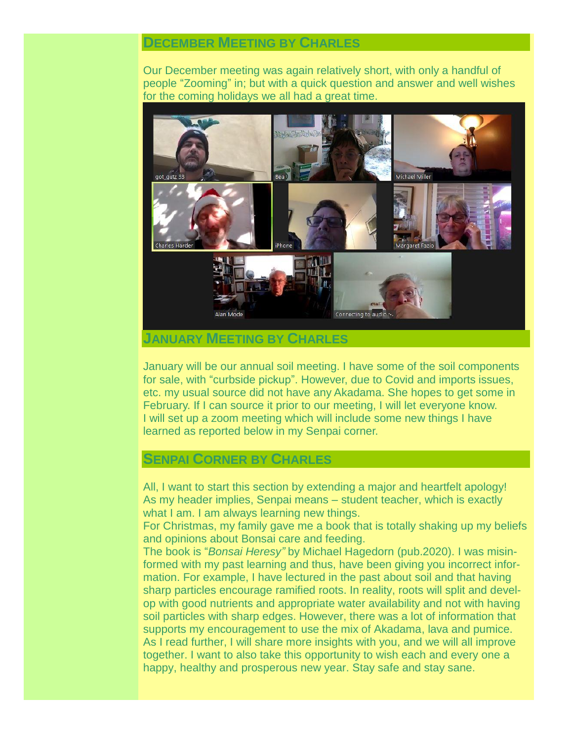## December Meeting by Charles

Our December meeting was again relatively short, with only a handful of people "Zooming" in; but with a quick question and answer and well wishes for the coming holidays we all had a great time.

## January Meeting by Charles

January will be our annual soil meeting. I have some of the soil components for sale, with "curbside pickup". However, due to Covid and imports issues, etc. my usual source did not have any Akadama. She hopes to get some in February. If I can source it prior to our meeting, I will let everyone know. I will set up a zoom meeting which will include some new things I have learned as reported below in my Senpai corner.

## Senpai Corner by Charles

All, I want to start this section by extending a major and heartfelt apology! As my header implies, Senpai means – student teacher, which is exactly what I am. I am always learning new things.
For Christmas, my family gave me a book that is totally shaking up my beliefs and opinions about Bonsai care and feeding.
The book is "*Bonsai Heresy"* by Michael Hagedorn (pub.2020). I was misinformed with my past learning and thus, have been giving you incorrect information. For example, I have lectured in the past about soil and that having sharp particles encourage ramified roots. In reality, roots will split and develop with good nutrients and appropriate water availability and not with having soil particles with sharp edges. However, there was a lot of information that supports my encouragement to use the mix of Akadama, lava and pumice. As I read further, I will share more insights with you, and we will all improve together. I want to also take this opportunity to wish each and every one a happy, healthy and prosperous new year. Stay safe and stay sane.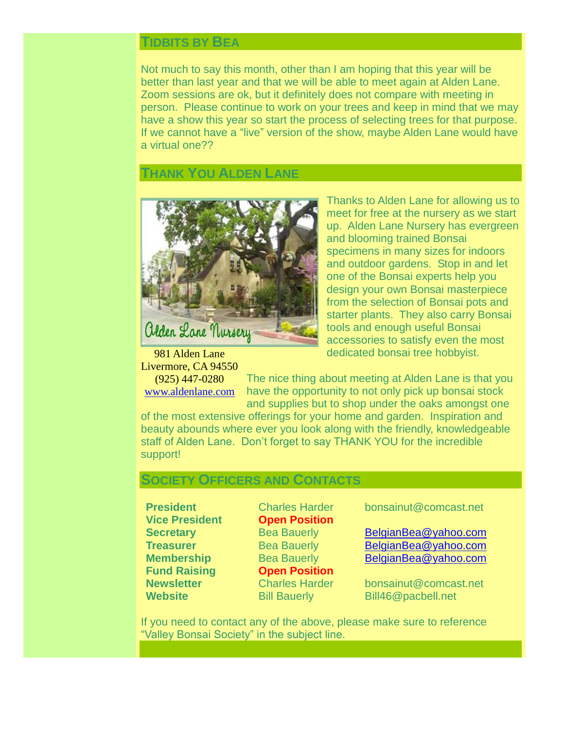## TIDBITS BY BEA

Not much to say this month, other than I am hoping that this year will be better than last year and that we will be able to meet again at Alden Lane. Zoom sessions are ok, but it definitely does not compare with meeting in person. Please continue to work on your trees and keep in mind that we may have a show this year so start the process of selecting trees for that purpose. If we cannot have a "live" version of the show, maybe Alden Lane would have a virtual one??

## THANK YOU ALDEN LANE

Alden Lane Nursery

981 Alden Lane
Livermore, CA 94550
(925) 447-0280
www.aldenlane.com

Thanks to Alden Lane for allowing us to meet for free at the nursery as we start up. Alden Lane Nursery has evergreen and blooming trained Bonsai specimens in many sizes for indoors and outdoor gardens. Stop in and let one of the Bonsai experts help you design your own Bonsai masterpiece from the selection of Bonsai pots and starter plants. They also carry Bonsai tools and enough useful Bonsai accessories to satisfy even the most dedicated bonsai tree hobbyist.

The nice thing about meeting at Alden Lane is that you have the opportunity to not only pick up bonsai stock and supplies but to shop under the oaks amongst one of the most extensive offerings for your home and garden. Inspiration and beauty abounds where ever you look along with the friendly, knowledgeable staff of Alden Lane. Don't forget to say THANK YOU for the incredible support!

## SOCIETY OFFICERS AND CONTACTS

| | | |
|---|---|---|
| **President** | Charles Harder | bonsainut@comcast.net |
| **Vice President** | **Open Position** | |
| **Secretary** | Bea Bauerly | BelgianBea@yahoo.com |
| **Treasurer** | Bea Bauerly | BelgianBea@yahoo.com |
| **Membership** | Bea Bauerly | BelgianBea@yahoo.com |
| **Fund Raising** | **Open Position** | |
| **Newsletter** | Charles Harder | bonsainut@comcast.net |
| **Website** | Bill Bauerly | Bill46@pacbell.net |

If you need to contact any of the above, please make sure to reference "Valley Bonsai Society" in the subject line.